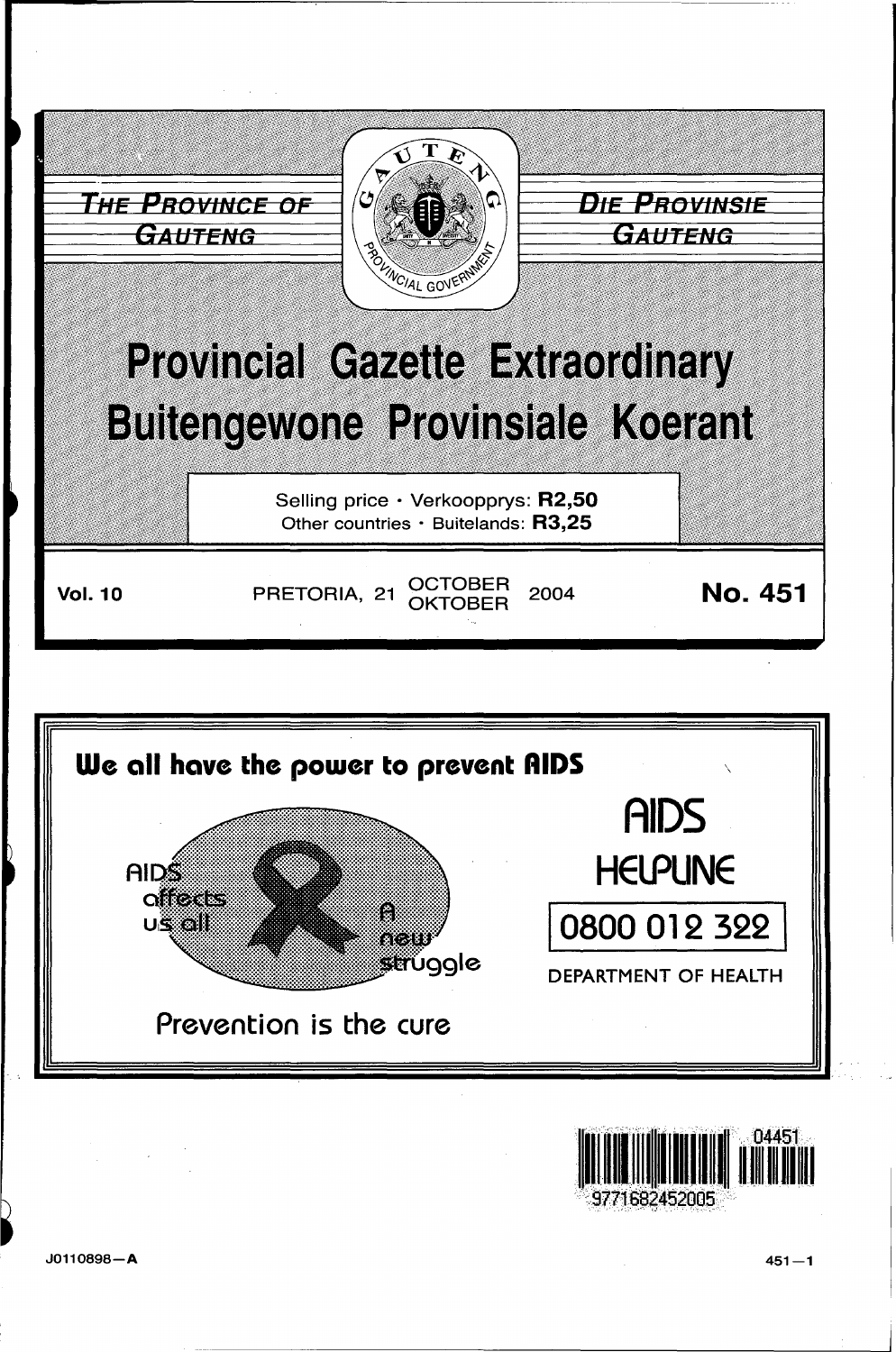THE PROVINCE OF GAUTENG

DIE PROVINSIE GAUTENG

# Provincial Gazette Extraordinary

# Buitengewone Provinsiale Koerant

Selling price · Verkoopprys: **R2,50**
Other countries · Buitelands: **R3,25**

**Vol. 10** PRETORIA, 21 OCTOBER OKTOBER 2004 **No. 451**

**We all have the power to prevent AIDS**

AIDS affects us all

A new struggle

Prevention is the cure

AIDS HELPLINE

0800 012 322

DEPARTMENT OF HEALTH

J0110898—A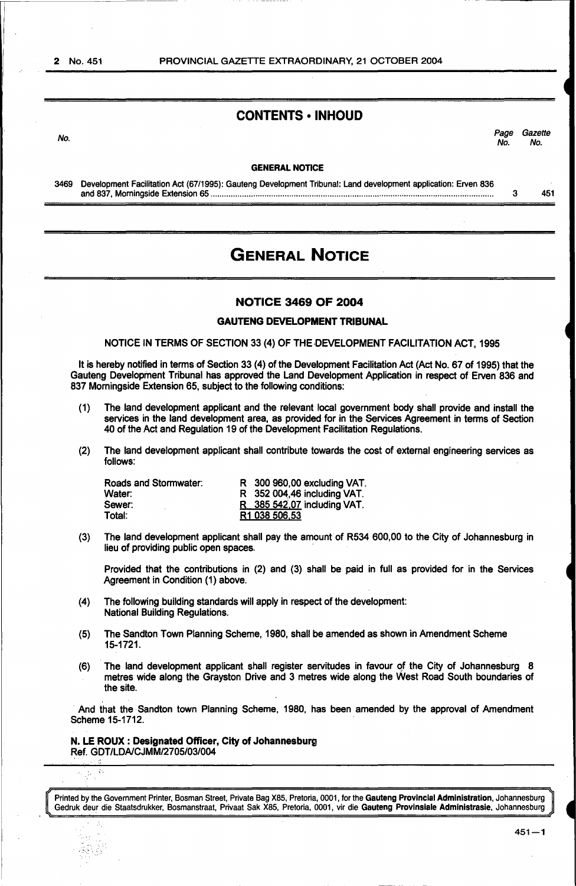## CONTENTS • INHOUD

| No. | | Page No. | Gazette No. |
|---|---|---|---|
| | **GENERAL NOTICE** | | |
| 3469 | Development Facilitation Act (67/1995): Gauteng Development Tribunal: Land development application: Erven 836 and 837, Morningside Extension 65 | 3 | 451 |

# GENERAL NOTICE

## NOTICE 3469 OF 2004

### GAUTENG DEVELOPMENT TRIBUNAL

NOTICE IN TERMS OF SECTION 33 (4) OF THE DEVELOPMENT FACILITATION ACT, 1995

It is hereby notified in terms of Section 33 (4) of the Development Facilitation Act (Act No. 67 of 1995) that the Gauteng Development Tribunal has approved the Land Development Application in respect of Erven 836 and 837 Morningside Extension 65, subject to the following conditions:

(1) The land development applicant and the relevant local government body shall provide and install the services in the land development area, as provided for in the Services Agreement in terms of Section 40 of the Act and Regulation 19 of the Development Facilitation Regulations.

(2) The land development applicant shall contribute towards the cost of external engineering services as follows:

| | |
|---|---|
| Roads and Stormwater: | R 300 960,00 excluding VAT. |
| Water: | R 352 004,46 including VAT. |
| Sewer: | R 385 542,07 including VAT. |
| Total: | R1 038 506,53 |

(3) The land development applicant shall pay the amount of R534 600,00 to the City of Johannesburg in lieu of providing public open spaces.

Provided that the contributions in (2) and (3) shall be paid in full as provided for in the Services Agreement in Condition (1) above.

(4) The following building standards will apply in respect of the development: National Building Regulations.

(5) The Sandton Town Planning Scheme, 1980, shall be amended as shown in Amendment Scheme 15-1721.

(6) The land development applicant shall register servitudes in favour of the City of Johannesburg 8 metres wide along the Grayston Drive and 3 metres wide along the West Road South boundaries of the site.

And that the Sandton town Planning Scheme, 1980, has been amended by the approval of Amendment Scheme 15-1712.

**N. LE ROUX : Designated Officer, City of Johannesburg**
Ref. GDT/LDA/CJMM/2705/03/004

Printed by the Government Printer, Bosman Street, Private Bag X85, Pretoria, 0001, for the **Gauteng Provincial Administration**, Johannesburg
Gedruk deur die Staatsdrukker, Bosmanstraat, Privaat Sak X85, Pretoria, 0001, vir die **Gauteng Provinsiale Administrasie**, Johannesburg

451—1